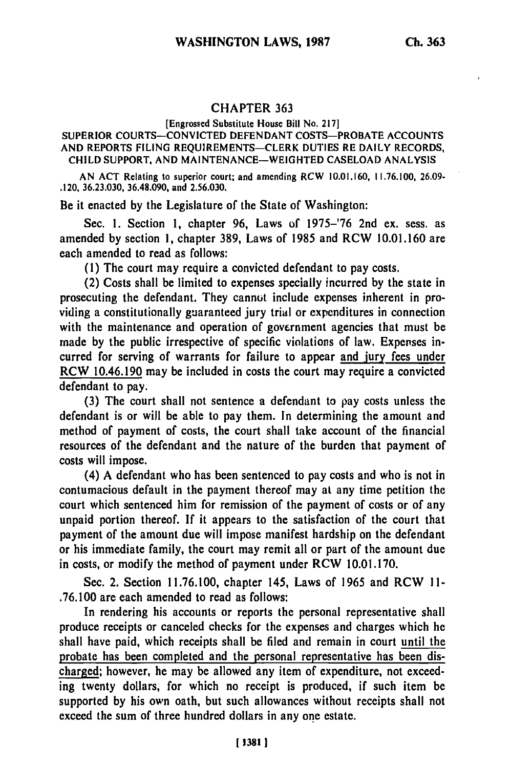## CHAPTER 363

[Engrossed Substitute House Bill No. 217]

SUPERIOR COURTS—CONVICTED DEFENDANT COSTS—PROBATE ACCOUNTS AND REPORTS FILING REQUIREMENTS—CLERK DUTIES RE DAILY RECORDS, CHILD SUPPORT, AND MAINTENANCE—WEIGHTED CASELOAD ANALYSIS

AN ACT Relating to superior court; and amending RCW 10.01.160, 11.76.100, 26.09.120, 36.23.030, 36.48.090, and 2.56.030.

Be it enacted by the Legislature of the State of Washington:

Sec. 1. Section 1, chapter 96, Laws of 1975–'76 2nd ex. sess. as amended by section 1, chapter 389, Laws of 1985 and RCW 10.01.160 are each amended to read as follows:

(1) The court may require a convicted defendant to pay costs.

(2) Costs shall be limited to expenses specially incurred by the state in prosecuting the defendant. They cannot include expenses inherent in providing a constitutionally guaranteed jury trial or expenditures in connection with the maintenance and operation of government agencies that must be made by the public irrespective of specific violations of law. Expenses incurred for serving of warrants for failure to appear and jury fees under RCW 10.46.190 may be included in costs the court may require a convicted defendant to pay.

(3) The court shall not sentence a defendant to pay costs unless the defendant is or will be able to pay them. In determining the amount and method of payment of costs, the court shall take account of the financial resources of the defendant and the nature of the burden that payment of costs will impose.

(4) A defendant who has been sentenced to pay costs and who is not in contumacious default in the payment thereof may at any time petition the court which sentenced him for remission of the payment of costs or of any unpaid portion thereof. If it appears to the satisfaction of the court that payment of the amount due will impose manifest hardship on the defendant or his immediate family, the court may remit all or part of the amount due in costs, or modify the method of payment under RCW 10.01.170.

Sec. 2. Section 11.76.100, chapter 145, Laws of 1965 and RCW 11.76.100 are each amended to read as follows:

In rendering his accounts or reports the personal representative shall produce receipts or canceled checks for the expenses and charges which he shall have paid, which receipts shall be filed and remain in court until the probate has been completed and the personal representative has been discharged; however, he may be allowed any item of expenditure, not exceeding twenty dollars, for which no receipt is produced, if such item be supported by his own oath, but such allowances without receipts shall not exceed the sum of three hundred dollars in any one estate.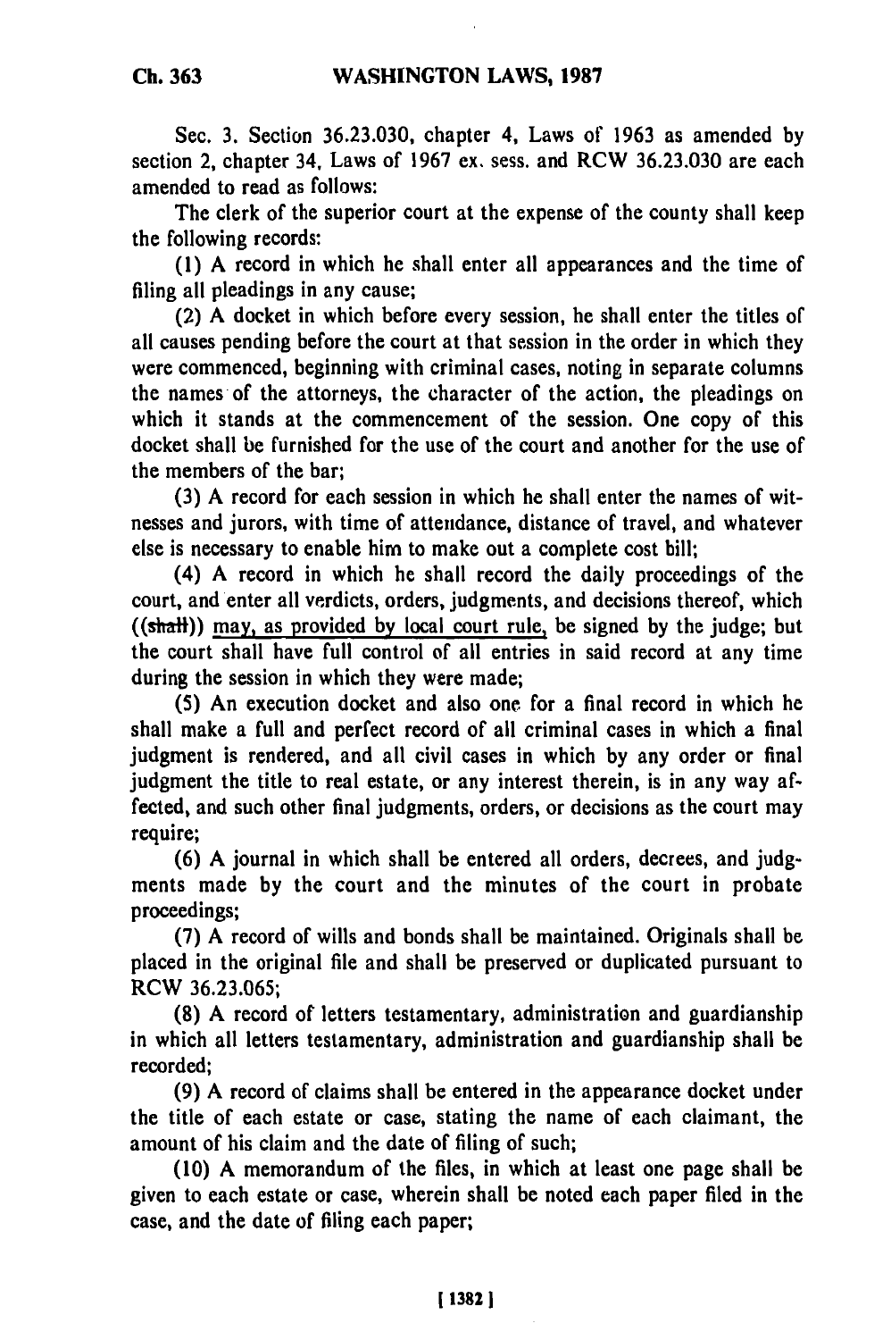Sec. 3. Section 36.23.030, chapter 4, Laws of 1963 as amended by section 2, chapter 34, Laws of 1967 ex. sess. and RCW 36.23.030 are each amended to read as follows:

The clerk of the superior court at the expense of the county shall keep the following records:

(1) A record in which he shall enter all appearances and the time of filing all pleadings in any cause;

(2) A docket in which before every session, he shall enter the titles of all causes pending before the court at that session in the order in which they were commenced, beginning with criminal cases, noting in separate columns the names of the attorneys, the character of the action, the pleadings on which it stands at the commencement of the session. One copy of this docket shall be furnished for the use of the court and another for the use of the members of the bar;

(3) A record for each session in which he shall enter the names of witnesses and jurors, with time of attendance, distance of travel, and whatever else is necessary to enable him to make out a complete cost bill;

(4) A record in which he shall record the daily proceedings of the court, and enter all verdicts, orders, judgments, and decisions thereof, which ((~~shall~~)) <u>may, as provided by local court rule,</u> be signed by the judge; but the court shall have full control of all entries in said record at any time during the session in which they were made;

(5) An execution docket and also one for a final record in which he shall make a full and perfect record of all criminal cases in which a final judgment is rendered, and all civil cases in which by any order or final judgment the title to real estate, or any interest therein, is in any way affected, and such other final judgments, orders, or decisions as the court may require;

(6) A journal in which shall be entered all orders, decrees, and judgments made by the court and the minutes of the court in probate proceedings;

(7) A record of wills and bonds shall be maintained. Originals shall be placed in the original file and shall be preserved or duplicated pursuant to RCW 36.23.065;

(8) A record of letters testamentary, administration and guardianship in which all letters testamentary, administration and guardianship shall be recorded;

(9) A record of claims shall be entered in the appearance docket under the title of each estate or case, stating the name of each claimant, the amount of his claim and the date of filing of such;

(10) A memorandum of the files, in which at least one page shall be given to each estate or case, wherein shall be noted each paper filed in the case, and the date of filing each paper;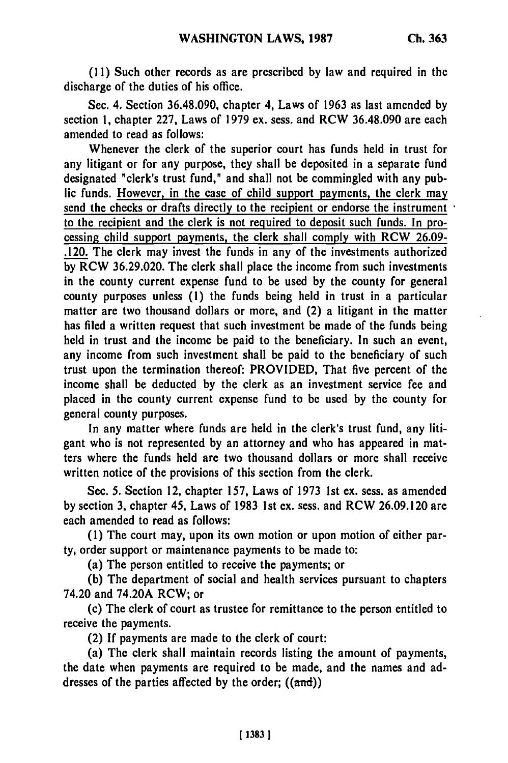(11) Such other records as are prescribed by law and required in the discharge of the duties of his office.

Sec. 4. Section 36.48.090, chapter 4, Laws of 1963 as last amended by section 1, chapter 227, Laws of 1979 ex. sess. and RCW 36.48.090 are each amended to read as follows:

Whenever the clerk of the superior court has funds held in trust for any litigant or for any purpose, they shall be deposited in a separate fund designated "clerk's trust fund," and shall not be commingled with any public funds. <u>However, in the case of child support payments, the clerk may send the checks or drafts directly to the recipient or endorse the instrument to the recipient and the clerk is not required to deposit such funds. In processing child support payments, the clerk shall comply with RCW 26.09-.120.</u> The clerk may invest the funds in any of the investments authorized by RCW 36.29.020. The clerk shall place the income from such investments in the county current expense fund to be used by the county for general county purposes unless (1) the funds being held in trust in a particular matter are two thousand dollars or more, and (2) a litigant in the matter has filed a written request that such investment be made of the funds being held in trust and the income be paid to the beneficiary. In such an event, any income from such investment shall be paid to the beneficiary of such trust upon the termination thereof: PROVIDED, That five percent of the income shall be deducted by the clerk as an investment service fee and placed in the county current expense fund to be used by the county for general county purposes.

In any matter where funds are held in the clerk's trust fund, any litigant who is not represented by an attorney and who has appeared in matters where the funds held are two thousand dollars or more shall receive written notice of the provisions of this section from the clerk.

Sec. 5. Section 12, chapter 157, Laws of 1973 1st ex. sess. as amended by section 3, chapter 45, Laws of 1983 1st ex. sess. and RCW 26.09.120 are each amended to read as follows:

(1) The court may, upon its own motion or upon motion of either party, order support or maintenance payments to be made to:

(a) The person entitled to receive the payments; or

(b) The department of social and health services pursuant to chapters 74.20 and 74.20A RCW; or

(c) The clerk of court as trustee for remittance to the person entitled to receive the payments.

(2) If payments are made to the clerk of court:

(a) The clerk shall maintain records listing the amount of payments, the date when payments are required to be made, and the names and addresses of the parties affected by the order; ((~~and~~))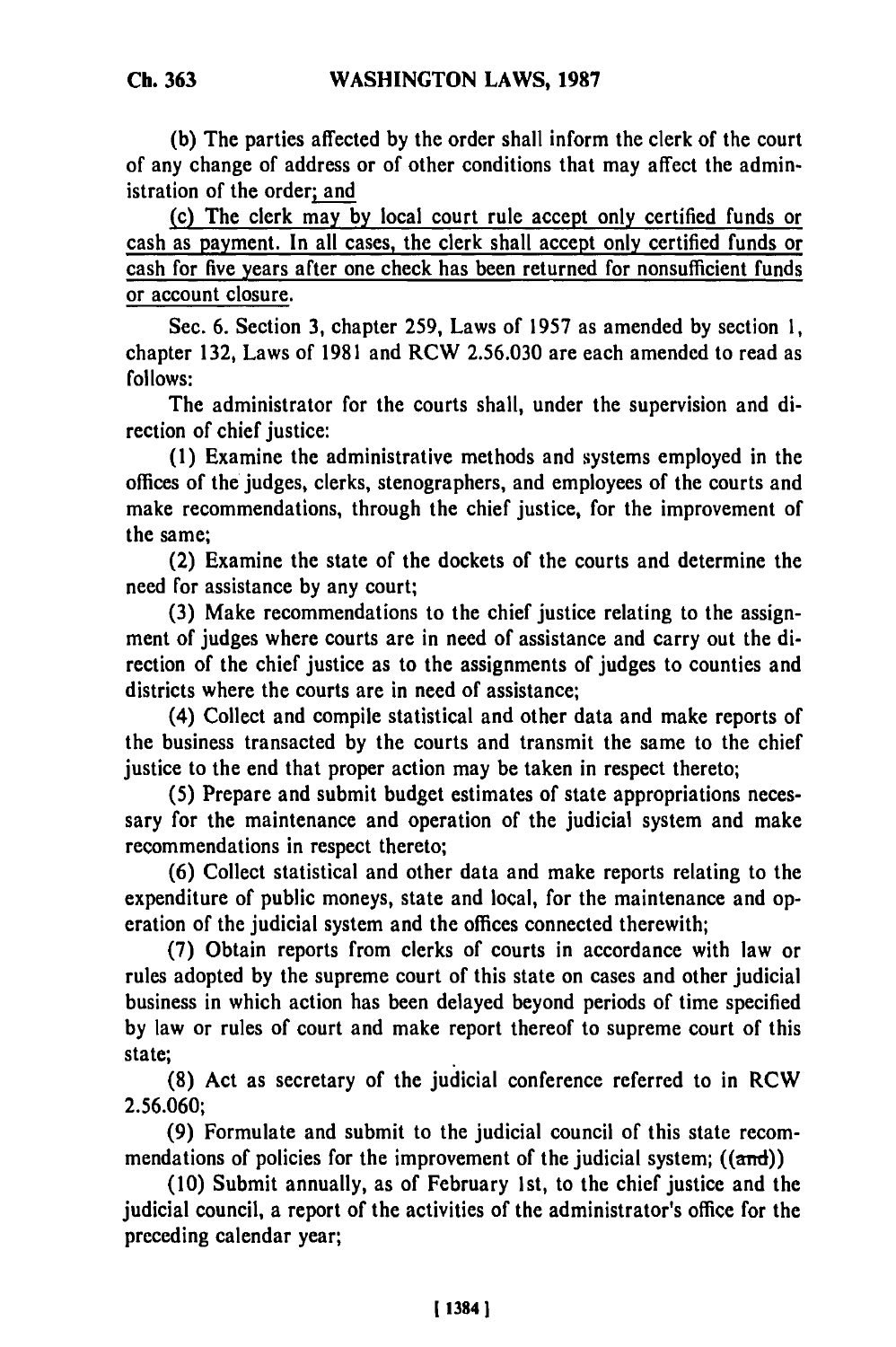(b) The parties affected by the order shall inform the clerk of the court of any change of address or of other conditions that may affect the administration of the order; and

(c) The clerk may by local court rule accept only certified funds or cash as payment. In all cases, the clerk shall accept only certified funds or cash for five years after one check has been returned for nonsufficient funds or account closure.

Sec. 6. Section 3, chapter 259, Laws of 1957 as amended by section 1, chapter 132, Laws of 1981 and RCW 2.56.030 are each amended to read as follows:

The administrator for the courts shall, under the supervision and direction of chief justice:

(1) Examine the administrative methods and systems employed in the offices of the judges, clerks, stenographers, and employees of the courts and make recommendations, through the chief justice, for the improvement of the same;

(2) Examine the state of the dockets of the courts and determine the need for assistance by any court;

(3) Make recommendations to the chief justice relating to the assignment of judges where courts are in need of assistance and carry out the direction of the chief justice as to the assignments of judges to counties and districts where the courts are in need of assistance;

(4) Collect and compile statistical and other data and make reports of the business transacted by the courts and transmit the same to the chief justice to the end that proper action may be taken in respect thereto;

(5) Prepare and submit budget estimates of state appropriations necessary for the maintenance and operation of the judicial system and make recommendations in respect thereto;

(6) Collect statistical and other data and make reports relating to the expenditure of public moneys, state and local, for the maintenance and operation of the judicial system and the offices connected therewith;

(7) Obtain reports from clerks of courts in accordance with law or rules adopted by the supreme court of this state on cases and other judicial business in which action has been delayed beyond periods of time specified by law or rules of court and make report thereof to supreme court of this state;

(8) Act as secretary of the judicial conference referred to in RCW 2.56.060;

(9) Formulate and submit to the judicial council of this state recommendations of policies for the improvement of the judicial system; ((~~and~~))

(10) Submit annually, as of February 1st, to the chief justice and the judicial council, a report of the activities of the administrator's office for the preceding calendar year;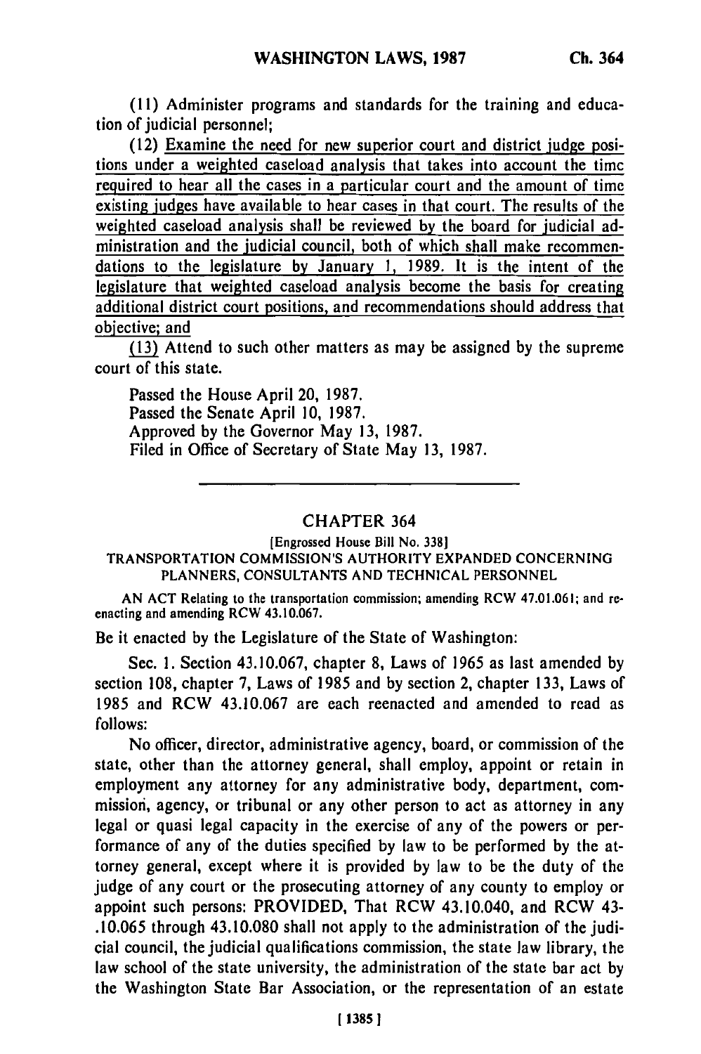(11) Administer programs and standards for the training and education of judicial personnel;

(12) Examine the need for new superior court and district judge positions under a weighted caseload analysis that takes into account the time required to hear all the cases in a particular court and the amount of time existing judges have available to hear cases in that court. The results of the weighted caseload analysis shall be reviewed by the board for judicial administration and the judicial council, both of which shall make recommendations to the legislature by January 1, 1989. It is the intent of the legislature that weighted caseload analysis become the basis for creating additional district court positions, and recommendations should address that objective; and

(13) Attend to such other matters as may be assigned by the supreme court of this state.

Passed the House April 20, 1987.
Passed the Senate April 10, 1987.
Approved by the Governor May 13, 1987.
Filed in Office of Secretary of State May 13, 1987.

---

## CHAPTER 364

[Engrossed House Bill No. 338]

### TRANSPORTATION COMMISSION'S AUTHORITY EXPANDED CONCERNING PLANNERS, CONSULTANTS AND TECHNICAL PERSONNEL

AN ACT Relating to the transportation commission; amending RCW 47.01.061; and reenacting and amending RCW 43.10.067.

Be it enacted by the Legislature of the State of Washington:

Sec. 1. Section 43.10.067, chapter 8, Laws of 1965 as last amended by section 108, chapter 7, Laws of 1985 and by section 2, chapter 133, Laws of 1985 and RCW 43.10.067 are each reenacted and amended to read as follows:

No officer, director, administrative agency, board, or commission of the state, other than the attorney general, shall employ, appoint or retain in employment any attorney for any administrative body, department, commission, agency, or tribunal or any other person to act as attorney in any legal or quasi legal capacity in the exercise of any of the powers or performance of any of the duties specified by law to be performed by the attorney general, except where it is provided by law to be the duty of the judge of any court or the prosecuting attorney of any county to employ or appoint such persons: PROVIDED, That RCW 43.10.040, and RCW 43.10.065 through 43.10.080 shall not apply to the administration of the judicial council, the judicial qualifications commission, the state law library, the law school of the state university, the administration of the state bar act by the Washington State Bar Association, or the representation of an estate